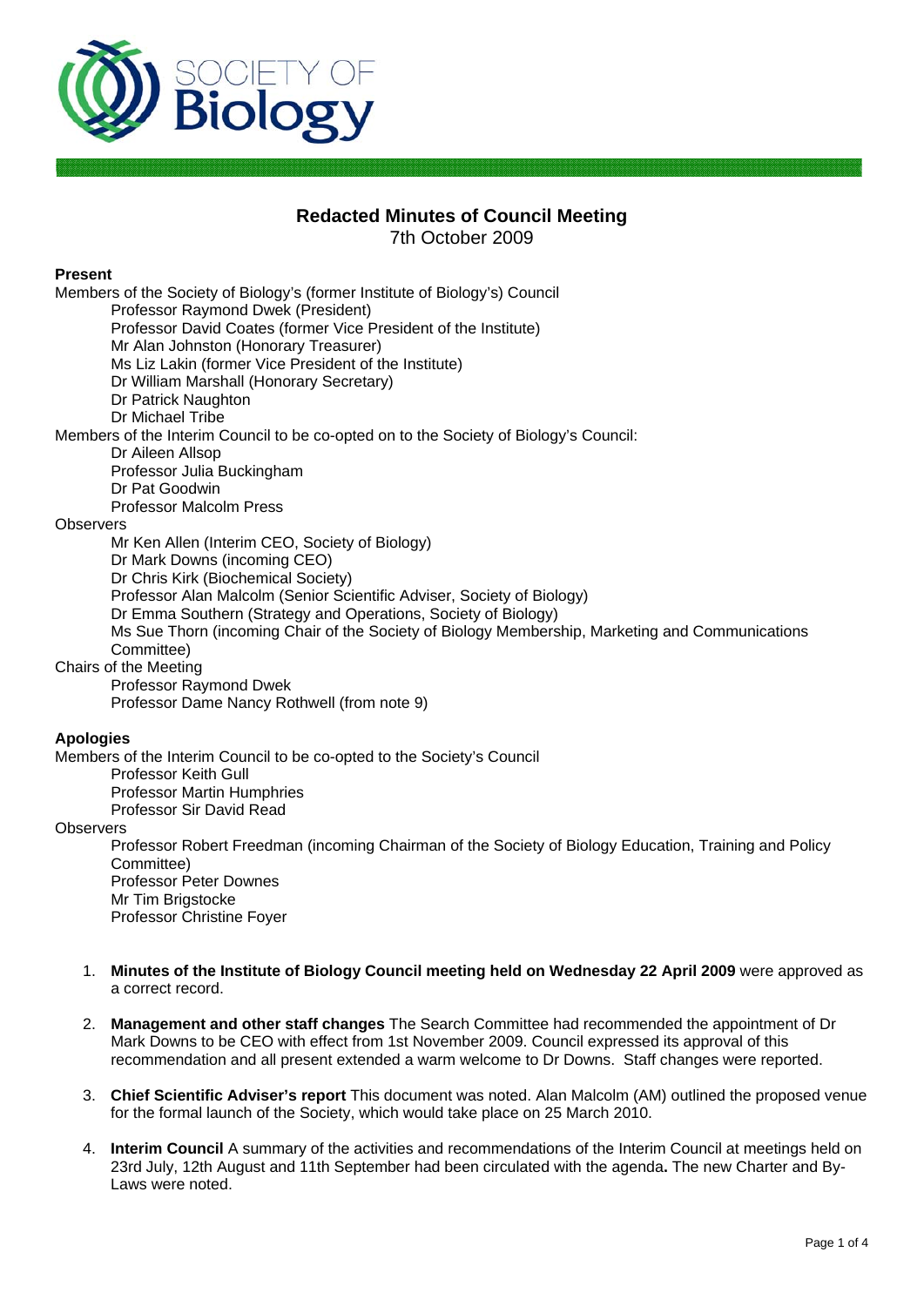# Redacted Minutes of Council Meeting

7th October 2009

**Present**

Members of the Society of Biology's (former Institute of Biology's) Council

- Professor Raymond Dwek (President)
- Professor David Coates (former Vice President of the Institute)
- Mr Alan Johnston (Honorary Treasurer)
- Ms Liz Lakin (former Vice President of the Institute)
- Dr William Marshall (Honorary Secretary)
- Dr Patrick Naughton
- Dr Michael Tribe

Members of the Interim Council to be co-opted on to the Society of Biology's Council:

- Dr Aileen Allsop
- Professor Julia Buckingham
- Dr Pat Goodwin
- Professor Malcolm Press

Observers

- Mr Ken Allen (Interim CEO, Society of Biology)
- Dr Mark Downs (incoming CEO)
- Dr Chris Kirk (Biochemical Society)
- Professor Alan Malcolm (Senior Scientific Adviser, Society of Biology)
- Dr Emma Southern (Strategy and Operations, Society of Biology)
- Ms Sue Thorn (incoming Chair of the Society of Biology Membership, Marketing and Communications Committee)

Chairs of the Meeting

- Professor Raymond Dwek
- Professor Dame Nancy Rothwell (from note 9)

**Apologies**

Members of the Interim Council to be co-opted to the Society's Council

- Professor Keith Gull
- Professor Martin Humphries
- Professor Sir David Read

Observers

- Professor Robert Freedman (incoming Chairman of the Society of Biology Education, Training and Policy Committee)
- Professor Peter Downes
- Mr Tim Brigstocke
- Professor Christine Foyer

1. **Minutes of the Institute of Biology Council meeting held on Wednesday 22 April 2009** were approved as a correct record.

2. **Management and other staff changes** The Search Committee had recommended the appointment of Dr Mark Downs to be CEO with effect from 1st November 2009. Council expressed its approval of this recommendation and all present extended a warm welcome to Dr Downs. Staff changes were reported.

3. **Chief Scientific Adviser's report** This document was noted. Alan Malcolm (AM) outlined the proposed venue for the formal launch of the Society, which would take place on 25 March 2010.

4. **Interim Council** A summary of the activities and recommendations of the Interim Council at meetings held on 23rd July, 12th August and 11th September had been circulated with the agenda**.** The new Charter and By-Laws were noted.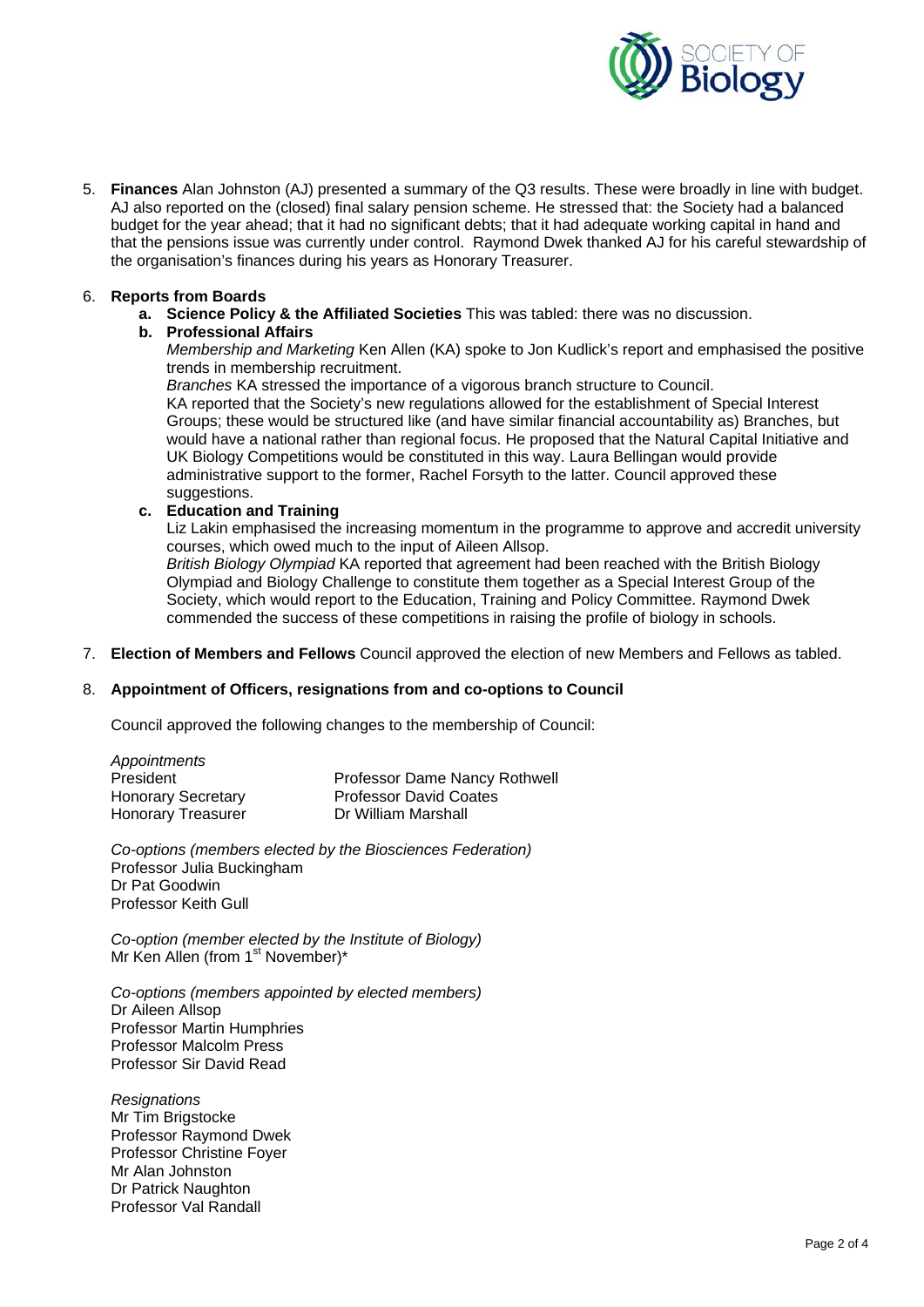5. **Finances** Alan Johnston (AJ) presented a summary of the Q3 results. These were broadly in line with budget. AJ also reported on the (closed) final salary pension scheme. He stressed that: the Society had a balanced budget for the year ahead; that it had no significant debts; that it had adequate working capital in hand and that the pensions issue was currently under control. Raymond Dwek thanked AJ for his careful stewardship of the organisation's finances during his years as Honorary Treasurer.

6. **Reports from Boards**
   a. **Science Policy & the Affiliated Societies** This was tabled: there was no discussion.
   b. **Professional Affairs**
      *Membership and Marketing* Ken Allen (KA) spoke to Jon Kudlick's report and emphasised the positive trends in membership recruitment.
      *Branches* KA stressed the importance of a vigorous branch structure to Council.
      KA reported that the Society's new regulations allowed for the establishment of Special Interest Groups; these would be structured like (and have similar financial accountability as) Branches, but would have a national rather than regional focus. He proposed that the Natural Capital Initiative and UK Biology Competitions would be constituted in this way. Laura Bellingan would provide administrative support to the former, Rachel Forsyth to the latter. Council approved these suggestions.
   c. **Education and Training**
      Liz Lakin emphasised the increasing momentum in the programme to approve and accredit university courses, which owed much to the input of Aileen Allsop.
      *British Biology Olympiad* KA reported that agreement had been reached with the British Biology Olympiad and Biology Challenge to constitute them together as a Special Interest Group of the Society, which would report to the Education, Training and Policy Committee. Raymond Dwek commended the success of these competitions in raising the profile of biology in schools.

7. **Election of Members and Fellows** Council approved the election of new Members and Fellows as tabled.

8. **Appointment of Officers, resignations from and co-options to Council**

   Council approved the following changes to the membership of Council:

   *Appointments*

   | | |
   |---|---|
   | President | Professor Dame Nancy Rothwell |
   | Honorary Secretary | Professor David Coates |
   | Honorary Treasurer | Dr William Marshall |

   *Co-options (members elected by the Biosciences Federation)*
   Professor Julia Buckingham
   Dr Pat Goodwin
   Professor Keith Gull

   *Co-option (member elected by the Institute of Biology)*
   Mr Ken Allen (from 1st November)*

   *Co-options (members appointed by elected members)*
   Dr Aileen Allsop
   Professor Martin Humphries
   Professor Malcolm Press
   Professor Sir David Read

   *Resignations*
   Mr Tim Brigstocke
   Professor Raymond Dwek
   Professor Christine Foyer
   Mr Alan Johnston
   Dr Patrick Naughton
   Professor Val Randall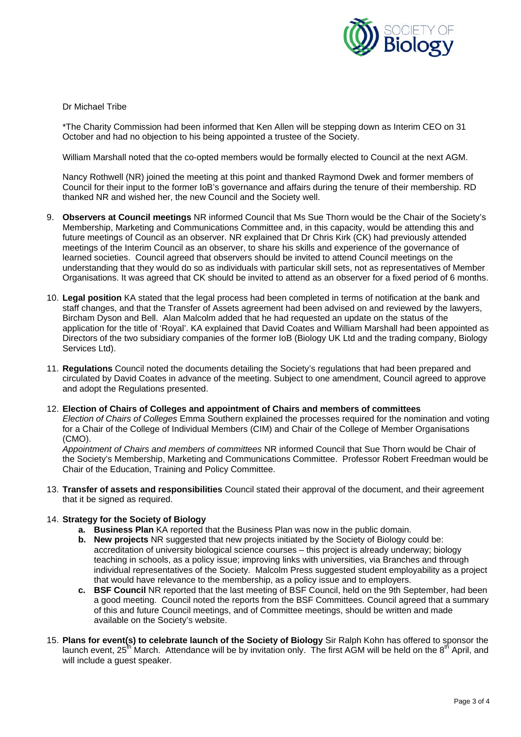Dr Michael Tribe

*The Charity Commission had been informed that Ken Allen will be stepping down as Interim CEO on 31 October and had no objection to his being appointed a trustee of the Society.

William Marshall noted that the co-opted members would be formally elected to Council at the next AGM.

Nancy Rothwell (NR) joined the meeting at this point and thanked Raymond Dwek and former members of Council for their input to the former IoB's governance and affairs during the tenure of their membership. RD thanked NR and wished her, the new Council and the Society well.

9. **Observers at Council meetings** NR informed Council that Ms Sue Thorn would be the Chair of the Society's Membership, Marketing and Communications Committee and, in this capacity, would be attending this and future meetings of Council as an observer. NR explained that Dr Chris Kirk (CK) had previously attended meetings of the Interim Council as an observer, to share his skills and experience of the governance of learned societies. Council agreed that observers should be invited to attend Council meetings on the understanding that they would do so as individuals with particular skill sets, not as representatives of Member Organisations. It was agreed that CK should be invited to attend as an observer for a fixed period of 6 months.

10. **Legal position** KA stated that the legal process had been completed in terms of notification at the bank and staff changes, and that the Transfer of Assets agreement had been advised on and reviewed by the lawyers, Bircham Dyson and Bell. Alan Malcolm added that he had requested an update on the status of the application for the title of 'Royal'. KA explained that David Coates and William Marshall had been appointed as Directors of the two subsidiary companies of the former IoB (Biology UK Ltd and the trading company, Biology Services Ltd).

11. **Regulations** Council noted the documents detailing the Society's regulations that had been prepared and circulated by David Coates in advance of the meeting. Subject to one amendment, Council agreed to approve and adopt the Regulations presented.

12. **Election of Chairs of Colleges and appointment of Chairs and members of committees**
*Election of Chairs of Colleges* Emma Southern explained the processes required for the nomination and voting for a Chair of the College of Individual Members (CIM) and Chair of the College of Member Organisations (CMO).
*Appointment of Chairs and members of committees* NR informed Council that Sue Thorn would be Chair of the Society's Membership, Marketing and Communications Committee. Professor Robert Freedman would be Chair of the Education, Training and Policy Committee.

13. **Transfer of assets and responsibilities** Council stated their approval of the document, and their agreement that it be signed as required.

14. **Strategy for the Society of Biology**
    a. **Business Plan** KA reported that the Business Plan was now in the public domain.
    b. **New projects** NR suggested that new projects initiated by the Society of Biology could be: accreditation of university biological science courses – this project is already underway; biology teaching in schools, as a policy issue; improving links with universities, via Branches and through individual representatives of the Society. Malcolm Press suggested student employability as a project that would have relevance to the membership, as a policy issue and to employers.
    c. **BSF Council** NR reported that the last meeting of BSF Council, held on the 9th September, had been a good meeting. Council noted the reports from the BSF Committees. Council agreed that a summary of this and future Council meetings, and of Committee meetings, should be written and made available on the Society's website.

15. **Plans for event(s) to celebrate launch of the Society of Biology** Sir Ralph Kohn has offered to sponsor the launch event, 25th March. Attendance will be by invitation only. The first AGM will be held on the 8th April, and will include a guest speaker.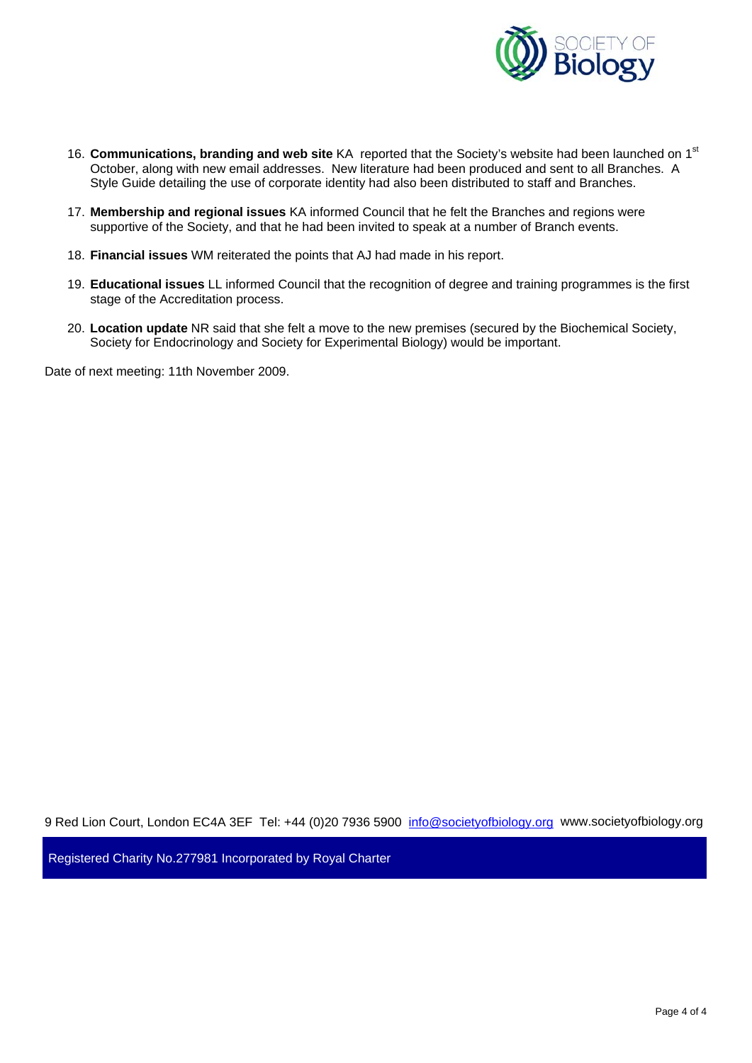16. **Communications, branding and web site** KA reported that the Society's website had been launched on 1st October, along with new email addresses. New literature had been produced and sent to all Branches. A Style Guide detailing the use of corporate identity had also been distributed to staff and Branches.

17. **Membership and regional issues** KA informed Council that he felt the Branches and regions were supportive of the Society, and that he had been invited to speak at a number of Branch events.

18. **Financial issues** WM reiterated the points that AJ had made in his report.

19. **Educational issues** LL informed Council that the recognition of degree and training programmes is the first stage of the Accreditation process.

20. **Location update** NR said that she felt a move to the new premises (secured by the Biochemical Society, Society for Endocrinology and Society for Experimental Biology) would be important.

Date of next meeting: 11th November 2009.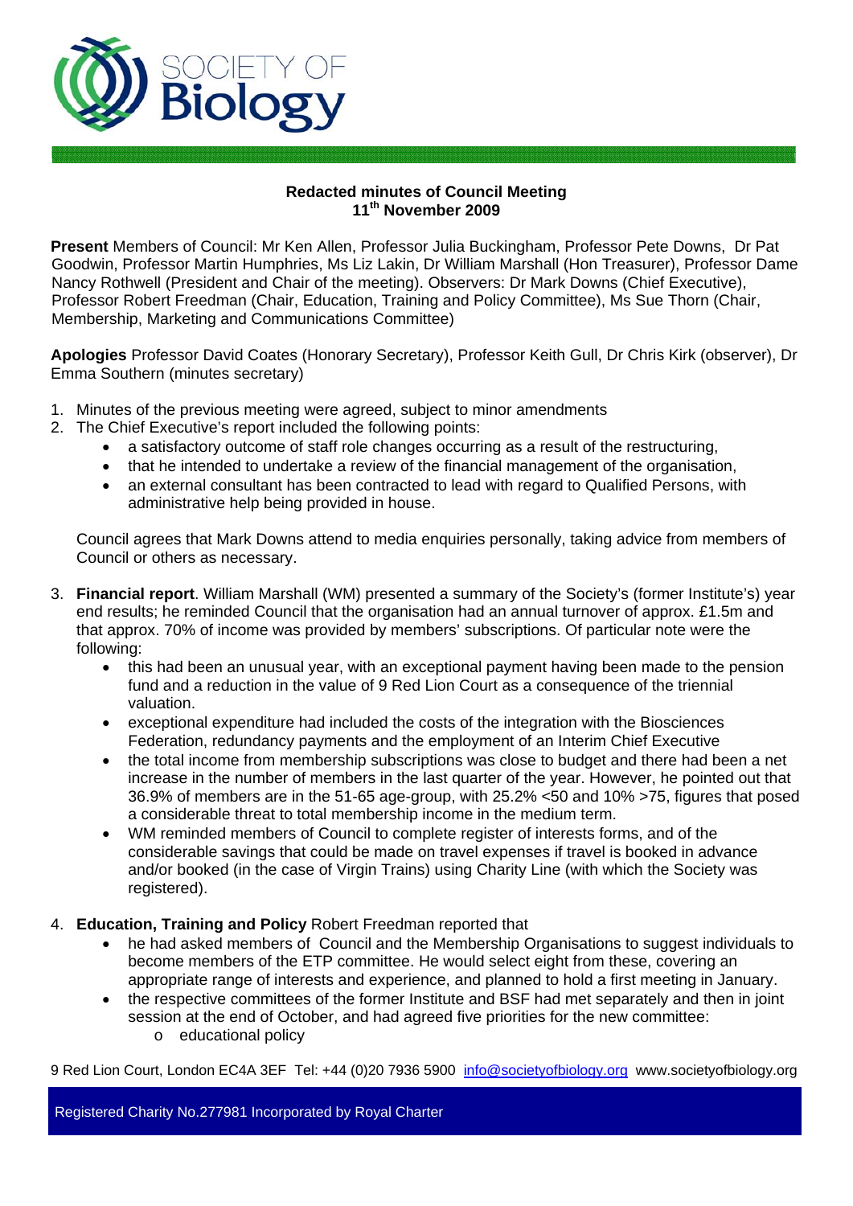**Redacted minutes of Council Meeting**
**11th November 2009**

**Present** Members of Council: Mr Ken Allen, Professor Julia Buckingham, Professor Pete Downs, Dr Pat Goodwin, Professor Martin Humphries, Ms Liz Lakin, Dr William Marshall (Hon Treasurer), Professor Dame Nancy Rothwell (President and Chair of the meeting). Observers: Dr Mark Downs (Chief Executive), Professor Robert Freedman (Chair, Education, Training and Policy Committee), Ms Sue Thorn (Chair, Membership, Marketing and Communications Committee)

**Apologies** Professor David Coates (Honorary Secretary), Professor Keith Gull, Dr Chris Kirk (observer), Dr Emma Southern (minutes secretary)

1. Minutes of the previous meeting were agreed, subject to minor amendments
2. The Chief Executive's report included the following points:
   - a satisfactory outcome of staff role changes occurring as a result of the restructuring,
   - that he intended to undertake a review of the financial management of the organisation,
   - an external consultant has been contracted to lead with regard to Qualified Persons, with administrative help being provided in house.

   Council agrees that Mark Downs attend to media enquiries personally, taking advice from members of Council or others as necessary.

3. **Financial report**. William Marshall (WM) presented a summary of the Society's (former Institute's) year end results; he reminded Council that the organisation had an annual turnover of approx. £1.5m and that approx. 70% of income was provided by members' subscriptions. Of particular note were the following:
   - this had been an unusual year, with an exceptional payment having been made to the pension fund and a reduction in the value of 9 Red Lion Court as a consequence of the triennial valuation.
   - exceptional expenditure had included the costs of the integration with the Biosciences Federation, redundancy payments and the employment of an Interim Chief Executive
   - the total income from membership subscriptions was close to budget and there had been a net increase in the number of members in the last quarter of the year. However, he pointed out that 36.9% of members are in the 51-65 age-group, with 25.2% <50 and 10% >75, figures that posed a considerable threat to total membership income in the medium term.
   - WM reminded members of Council to complete register of interests forms, and of the considerable savings that could be made on travel expenses if travel is booked in advance and/or booked (in the case of Virgin Trains) using Charity Line (with which the Society was registered).

4. **Education, Training and Policy** Robert Freedman reported that
   - he had asked members of Council and the Membership Organisations to suggest individuals to become members of the ETP committee. He would select eight from these, covering an appropriate range of interests and experience, and planned to hold a first meeting in January.
   - the respective committees of the former Institute and BSF had met separately and then in joint session at the end of October, and had agreed five priorities for the new committee:
     - educational policy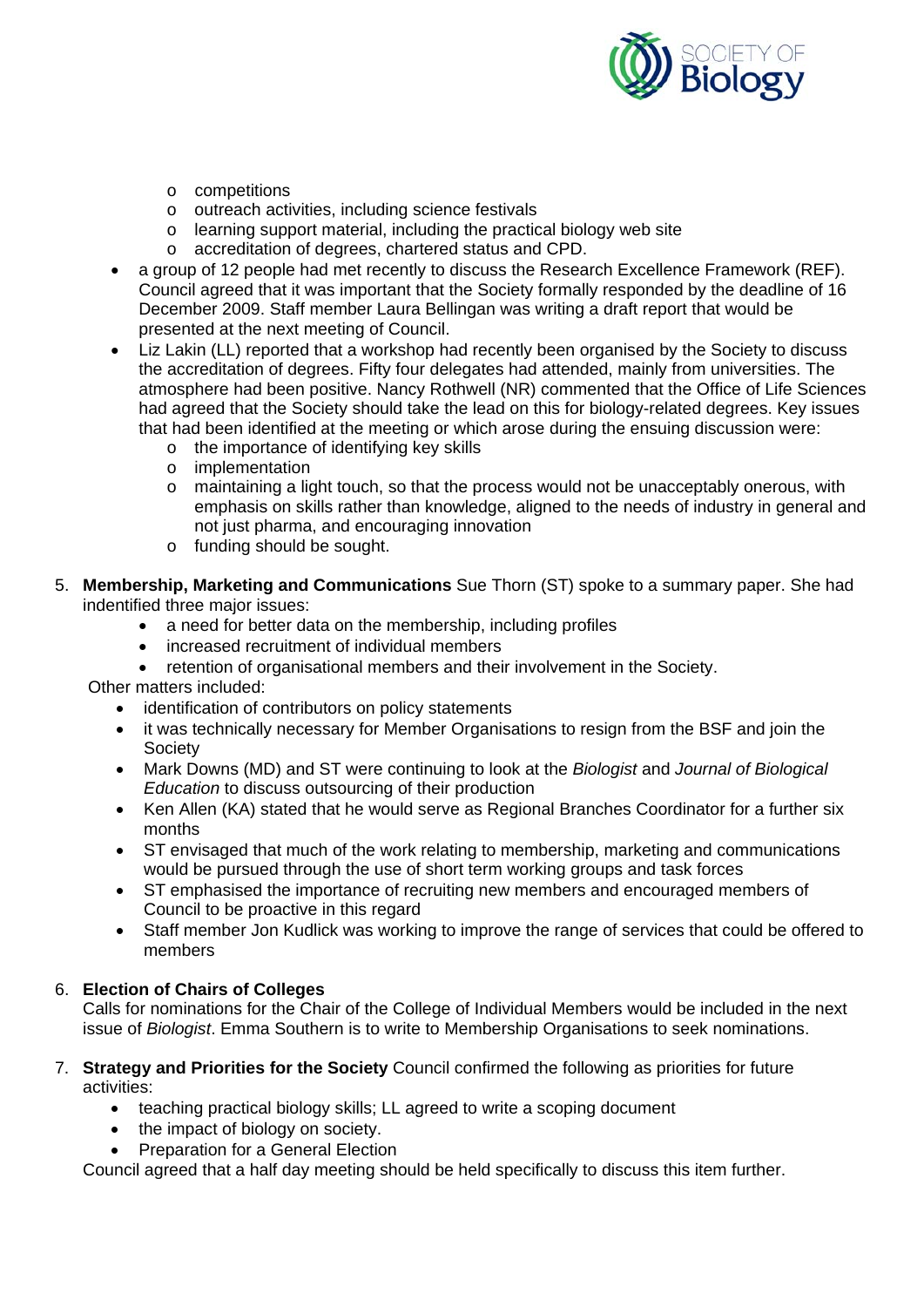- competitions
  - outreach activities, including science festivals
  - learning support material, including the practical biology web site
  - accreditation of degrees, chartered status and CPD.
- a group of 12 people had met recently to discuss the Research Excellence Framework (REF). Council agreed that it was important that the Society formally responded by the deadline of 16 December 2009. Staff member Laura Bellingan was writing a draft report that would be presented at the next meeting of Council.
- Liz Lakin (LL) reported that a workshop had recently been organised by the Society to discuss the accreditation of degrees. Fifty four delegates had attended, mainly from universities. The atmosphere had been positive. Nancy Rothwell (NR) commented that the Office of Life Sciences had agreed that the Society should take the lead on this for biology-related degrees. Key issues that had been identified at the meeting or which arose during the ensuing discussion were:
  - the importance of identifying key skills
  - implementation
  - maintaining a light touch, so that the process would not be unacceptably onerous, with emphasis on skills rather than knowledge, aligned to the needs of industry in general and not just pharma, and encouraging innovation
  - funding should be sought.

5. **Membership, Marketing and Communications** Sue Thorn (ST) spoke to a summary paper. She had indentified three major issues:
   - a need for better data on the membership, including profiles
   - increased recruitment of individual members
   - retention of organisational members and their involvement in the Society.

   Other matters included:
   - identification of contributors on policy statements
   - it was technically necessary for Member Organisations to resign from the BSF and join the Society
   - Mark Downs (MD) and ST were continuing to look at the *Biologist* and *Journal of Biological Education* to discuss outsourcing of their production
   - Ken Allen (KA) stated that he would serve as Regional Branches Coordinator for a further six months
   - ST envisaged that much of the work relating to membership, marketing and communications would be pursued through the use of short term working groups and task forces
   - ST emphasised the importance of recruiting new members and encouraged members of Council to be proactive in this regard
   - Staff member Jon Kudlick was working to improve the range of services that could be offered to members

6. **Election of Chairs of Colleges**
   Calls for nominations for the Chair of the College of Individual Members would be included in the next issue of *Biologist*. Emma Southern is to write to Membership Organisations to seek nominations.

7. **Strategy and Priorities for the Society** Council confirmed the following as priorities for future activities:
   - teaching practical biology skills; LL agreed to write a scoping document
   - the impact of biology on society.
   - Preparation for a General Election

   Council agreed that a half day meeting should be held specifically to discuss this item further.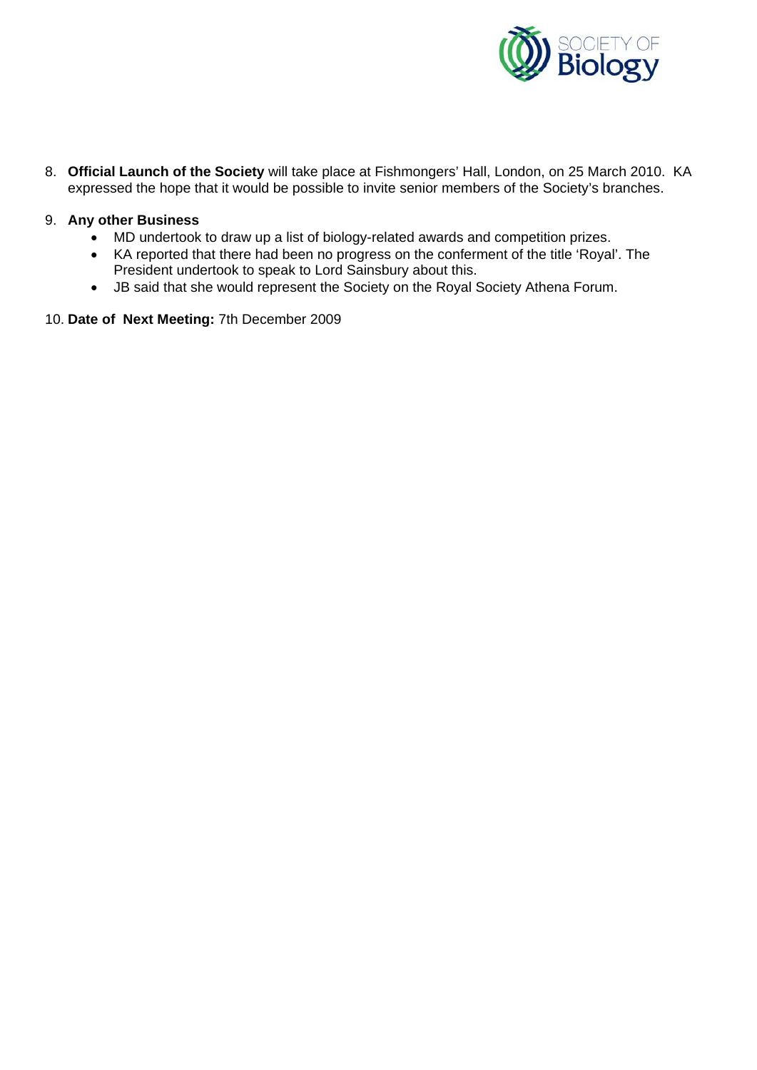8. **Official Launch of the Society** will take place at Fishmongers' Hall, London, on 25 March 2010. KA expressed the hope that it would be possible to invite senior members of the Society's branches.

9. **Any other Business**
   - MD undertook to draw up a list of biology-related awards and competition prizes.
   - KA reported that there had been no progress on the conferment of the title 'Royal'. The President undertook to speak to Lord Sainsbury about this.
   - JB said that she would represent the Society on the Royal Society Athena Forum.

10. **Date of Next Meeting:** 7th December 2009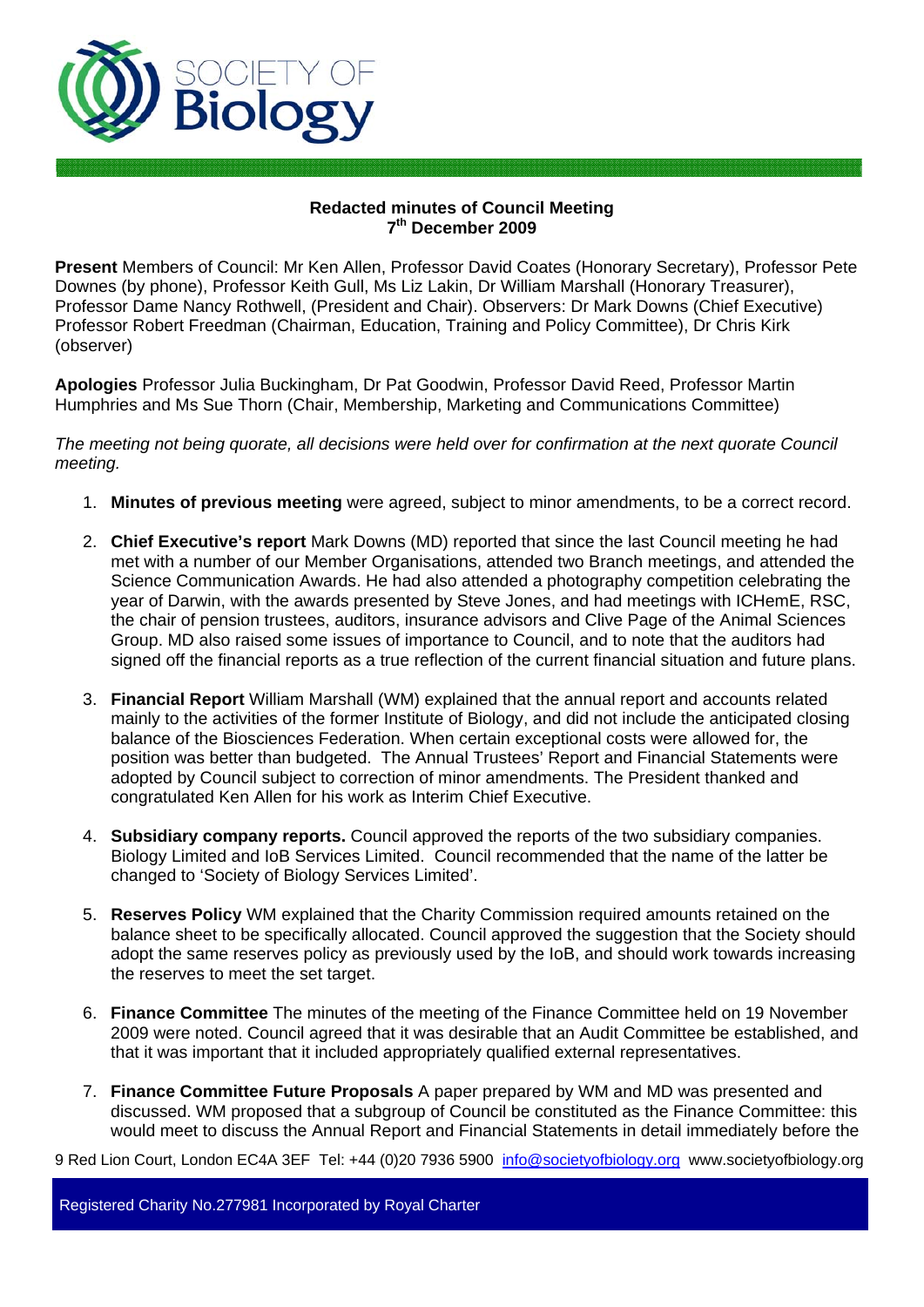**Redacted minutes of Council Meeting**
**7th December 2009**

**Present** Members of Council: Mr Ken Allen, Professor David Coates (Honorary Secretary), Professor Pete Downes (by phone), Professor Keith Gull, Ms Liz Lakin, Dr William Marshall (Honorary Treasurer), Professor Dame Nancy Rothwell, (President and Chair). Observers: Dr Mark Downs (Chief Executive) Professor Robert Freedman (Chairman, Education, Training and Policy Committee), Dr Chris Kirk (observer)

**Apologies** Professor Julia Buckingham, Dr Pat Goodwin, Professor David Reed, Professor Martin Humphries and Ms Sue Thorn (Chair, Membership, Marketing and Communications Committee)

*The meeting not being quorate, all decisions were held over for confirmation at the next quorate Council meeting.*

1. **Minutes of previous meeting** were agreed, subject to minor amendments, to be a correct record.

2. **Chief Executive's report** Mark Downs (MD) reported that since the last Council meeting he had met with a number of our Member Organisations, attended two Branch meetings, and attended the Science Communication Awards. He had also attended a photography competition celebrating the year of Darwin, with the awards presented by Steve Jones, and had meetings with ICHemE, RSC, the chair of pension trustees, auditors, insurance advisors and Clive Page of the Animal Sciences Group. MD also raised some issues of importance to Council, and to note that the auditors had signed off the financial reports as a true reflection of the current financial situation and future plans.

3. **Financial Report** William Marshall (WM) explained that the annual report and accounts related mainly to the activities of the former Institute of Biology, and did not include the anticipated closing balance of the Biosciences Federation. When certain exceptional costs were allowed for, the position was better than budgeted. The Annual Trustees' Report and Financial Statements were adopted by Council subject to correction of minor amendments. The President thanked and congratulated Ken Allen for his work as Interim Chief Executive.

4. **Subsidiary company reports.** Council approved the reports of the two subsidiary companies. Biology Limited and IoB Services Limited. Council recommended that the name of the latter be changed to 'Society of Biology Services Limited'.

5. **Reserves Policy** WM explained that the Charity Commission required amounts retained on the balance sheet to be specifically allocated. Council approved the suggestion that the Society should adopt the same reserves policy as previously used by the IoB, and should work towards increasing the reserves to meet the set target.

6. **Finance Committee** The minutes of the meeting of the Finance Committee held on 19 November 2009 were noted. Council agreed that it was desirable that an Audit Committee be established, and that it was important that it included appropriately qualified external representatives.

7. **Finance Committee Future Proposals** A paper prepared by WM and MD was presented and discussed. WM proposed that a subgroup of Council be constituted as the Finance Committee: this would meet to discuss the Annual Report and Financial Statements in detail immediately before the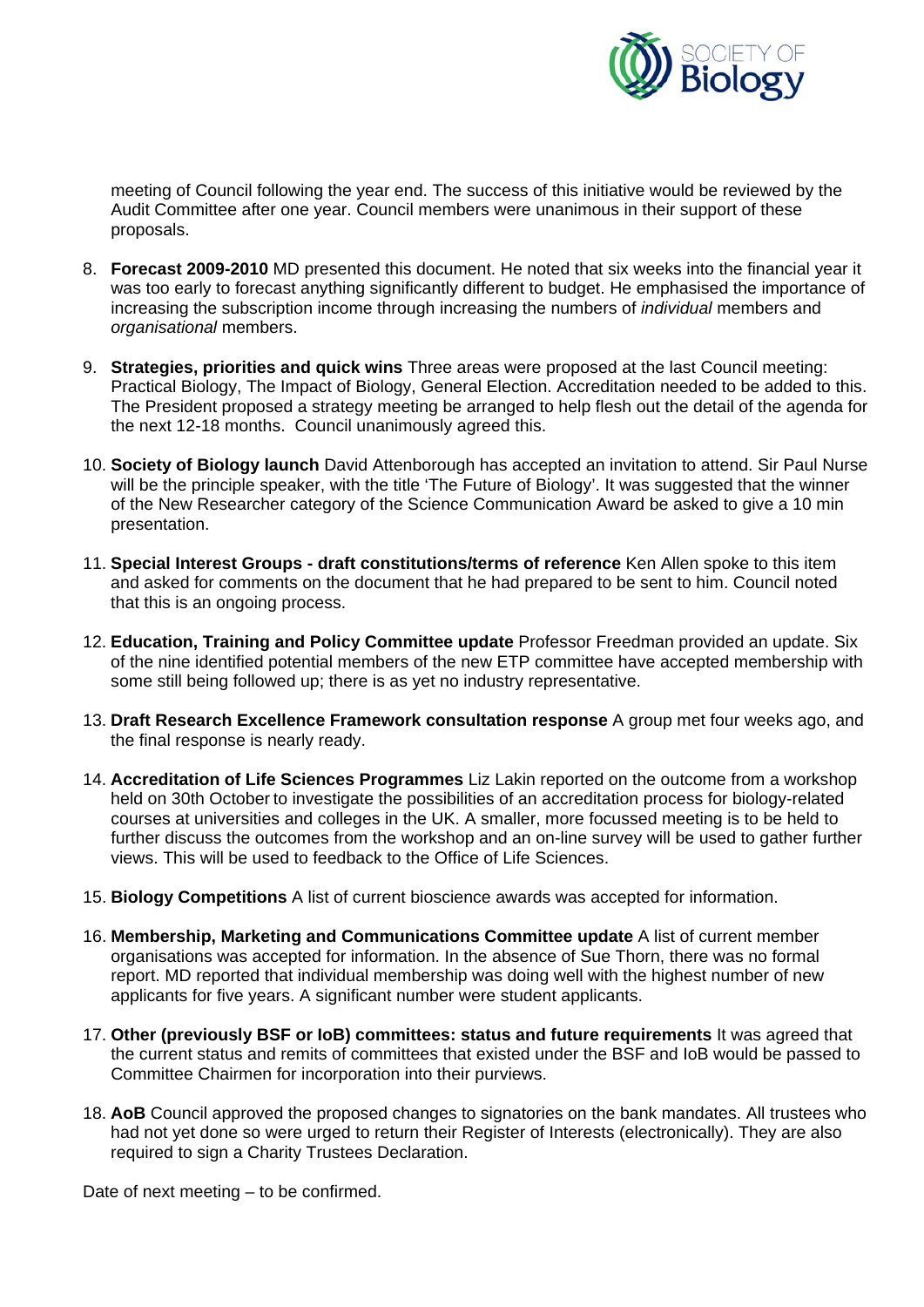meeting of Council following the year end. The success of this initiative would be reviewed by the Audit Committee after one year. Council members were unanimous in their support of these proposals.

8. **Forecast 2009-2010** MD presented this document. He noted that six weeks into the financial year it was too early to forecast anything significantly different to budget. He emphasised the importance of increasing the subscription income through increasing the numbers of *individual* members and *organisational* members.

9. **Strategies, priorities and quick wins** Three areas were proposed at the last Council meeting: Practical Biology, The Impact of Biology, General Election. Accreditation needed to be added to this. The President proposed a strategy meeting be arranged to help flesh out the detail of the agenda for the next 12-18 months. Council unanimously agreed this.

10. **Society of Biology launch** David Attenborough has accepted an invitation to attend. Sir Paul Nurse will be the principle speaker, with the title 'The Future of Biology'. It was suggested that the winner of the New Researcher category of the Science Communication Award be asked to give a 10 min presentation.

11. **Special Interest Groups - draft constitutions/terms of reference** Ken Allen spoke to this item and asked for comments on the document that he had prepared to be sent to him. Council noted that this is an ongoing process.

12. **Education, Training and Policy Committee update** Professor Freedman provided an update. Six of the nine identified potential members of the new ETP committee have accepted membership with some still being followed up; there is as yet no industry representative.

13. **Draft Research Excellence Framework consultation response** A group met four weeks ago, and the final response is nearly ready.

14. **Accreditation of Life Sciences Programmes** Liz Lakin reported on the outcome from a workshop held on 30th October to investigate the possibilities of an accreditation process for biology-related courses at universities and colleges in the UK. A smaller, more focussed meeting is to be held to further discuss the outcomes from the workshop and an on-line survey will be used to gather further views. This will be used to feedback to the Office of Life Sciences.

15. **Biology Competitions** A list of current bioscience awards was accepted for information.

16. **Membership, Marketing and Communications Committee update** A list of current member organisations was accepted for information. In the absence of Sue Thorn, there was no formal report. MD reported that individual membership was doing well with the highest number of new applicants for five years. A significant number were student applicants.

17. **Other (previously BSF or IoB) committees: status and future requirements** It was agreed that the current status and remits of committees that existed under the BSF and IoB would be passed to Committee Chairmen for incorporation into their purviews.

18. **AoB** Council approved the proposed changes to signatories on the bank mandates. All trustees who had not yet done so were urged to return their Register of Interests (electronically). They are also required to sign a Charity Trustees Declaration.

Date of next meeting – to be confirmed.